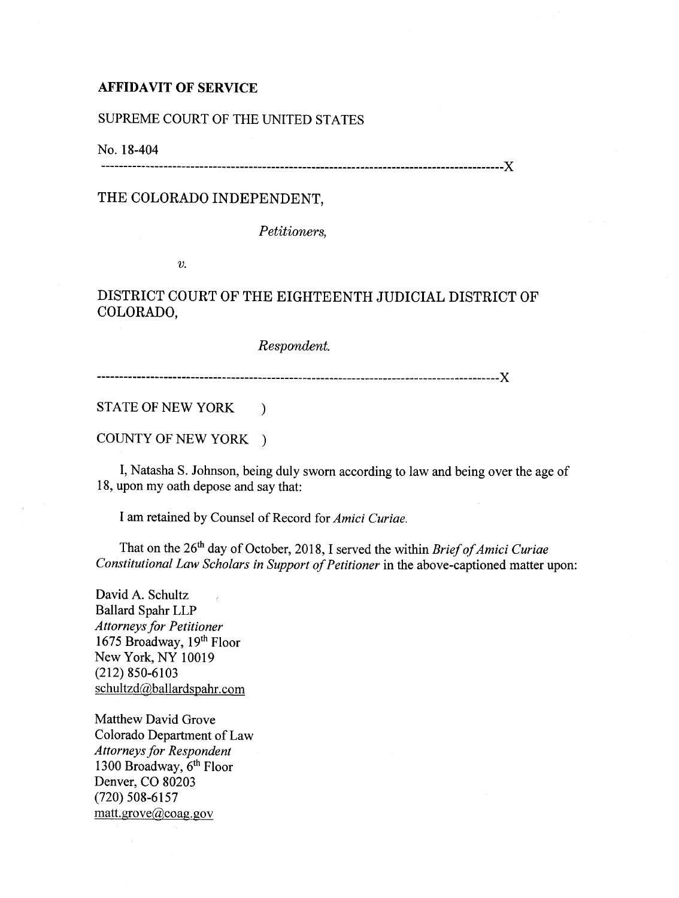**AFFIDAVIT OF SERVICE**

SUPREME COURT OF THE UNITED STATES

No. 18-404

------------------------------------------------------------------------------------------X

THE COLORADO INDEPENDENT,

*Petitioners,*

*v.*

DISTRICT COURT OF THE EIGHTEENTH JUDICIAL DISTRICT OF COLORADO,

*Respondent.*

------------------------------------------------------------------------------------------X

STATE OF NEW YORK )

COUNTY OF NEW YORK )

I, Natasha S. Johnson, being duly sworn according to law and being over the age of 18, upon my oath depose and say that:

I am retained by Counsel of Record for *Amici Curiae.*

That on the 26th day of October, 2018, I served the within *Brief of Amici Curiae Constitutional Law Scholars in Support of Petitioner* in the above-captioned matter upon:

David A. Schultz  
Ballard Spahr LLP  
*Attorneys for Petitioner*  
1675 Broadway, 19th Floor  
New York, NY 10019  
(212) 850-6103  
schultzd@ballardspahr.com

Matthew David Grove  
Colorado Department of Law  
*Attorneys for Respondent*  
1300 Broadway, 6th Floor  
Denver, CO 80203  
(720) 508-6157  
matt.grove@coag.gov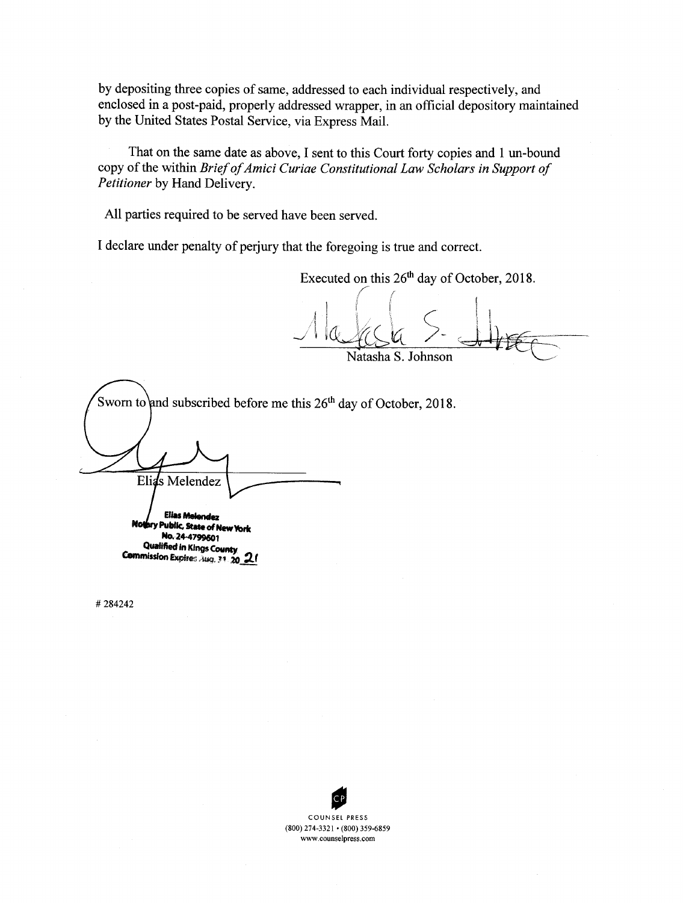by depositing three copies of same, addressed to each individual respectively, and enclosed in a post-paid, properly addressed wrapper, in an official depository maintained by the United States Postal Service, via Express Mail.

That on the same date as above, I sent to this Court forty copies and 1 un-bound copy of the within *Brief of Amici Curiae Constitutional Law Scholars in Support of Petitioner* by Hand Delivery.

All parties required to be served have been served.

I declare under penalty of perjury that the foregoing is true and correct.

Executed on this 26th day of October, 2018.

Natasha S. Johnson

Sworn to and subscribed before me this 26th day of October, 2018.

Elias Melendez

**Elias Melendez**
**Notary Public, State of New York**
**No. 24-4799601**
**Qualified in Kings County**
**Commission Expires Aug. 31 20 21**

# 284242

COUNSEL PRESS
(800) 274-3321 • (800) 359-6859
www.counselpress.com